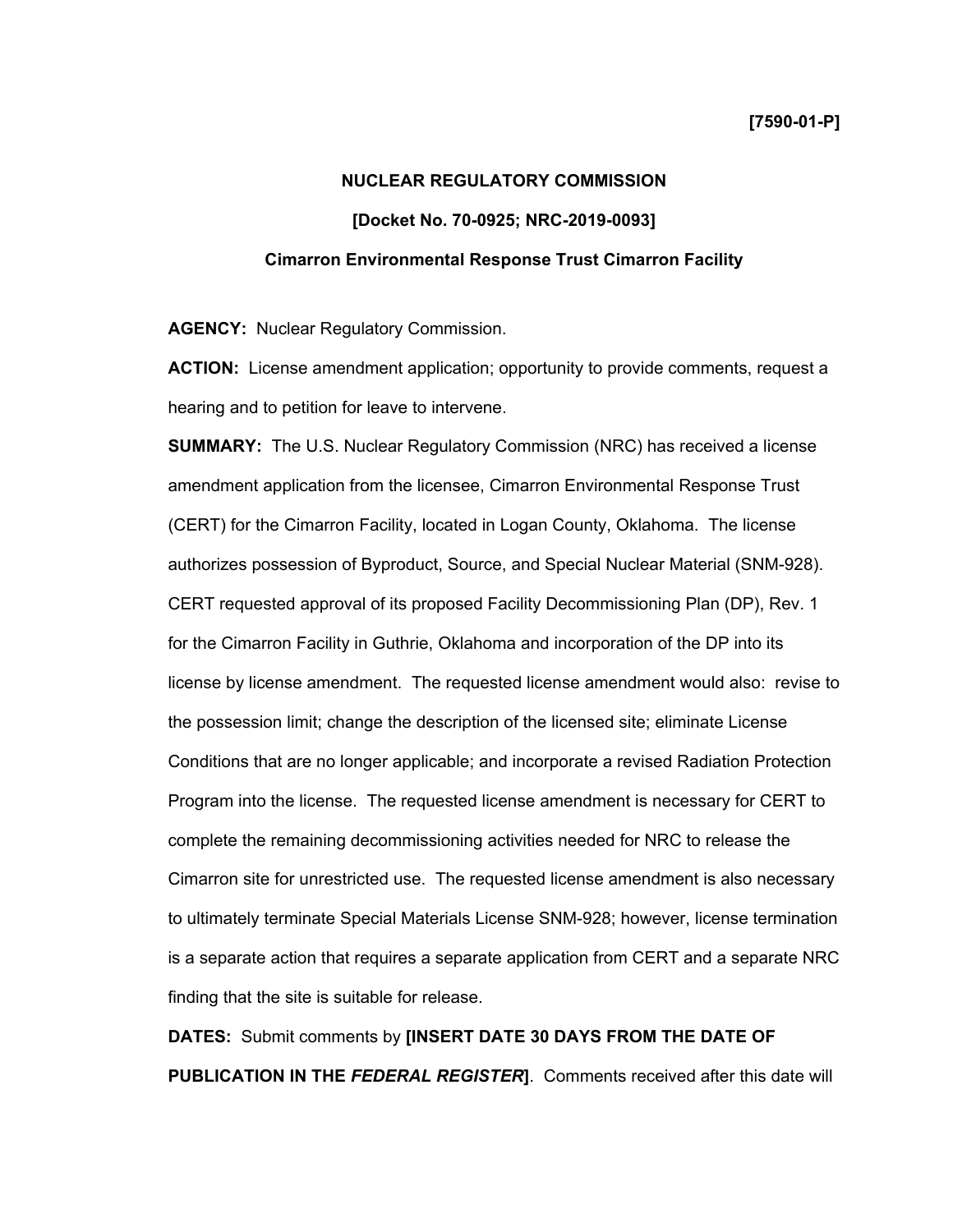**[7590-01-P]**

**NUCLEAR REGULATORY COMMISSION**

**[Docket No. 70-0925; NRC-2019-0093]**

**Cimarron Environmental Response Trust Cimarron Facility**

**AGENCY:** Nuclear Regulatory Commission.

**ACTION:** License amendment application; opportunity to provide comments, request a hearing and to petition for leave to intervene.

**SUMMARY:** The U.S. Nuclear Regulatory Commission (NRC) has received a license amendment application from the licensee, Cimarron Environmental Response Trust (CERT) for the Cimarron Facility, located in Logan County, Oklahoma. The license authorizes possession of Byproduct, Source, and Special Nuclear Material (SNM-928). CERT requested approval of its proposed Facility Decommissioning Plan (DP), Rev. 1 for the Cimarron Facility in Guthrie, Oklahoma and incorporation of the DP into its license by license amendment. The requested license amendment would also: revise to the possession limit; change the description of the licensed site; eliminate License Conditions that are no longer applicable; and incorporate a revised Radiation Protection Program into the license. The requested license amendment is necessary for CERT to complete the remaining decommissioning activities needed for NRC to release the Cimarron site for unrestricted use. The requested license amendment is also necessary to ultimately terminate Special Materials License SNM-928; however, license termination is a separate action that requires a separate application from CERT and a separate NRC finding that the site is suitable for release.

**DATES:** Submit comments by **[INSERT DATE 30 DAYS FROM THE DATE OF PUBLICATION IN THE *FEDERAL REGISTER*]**. Comments received after this date will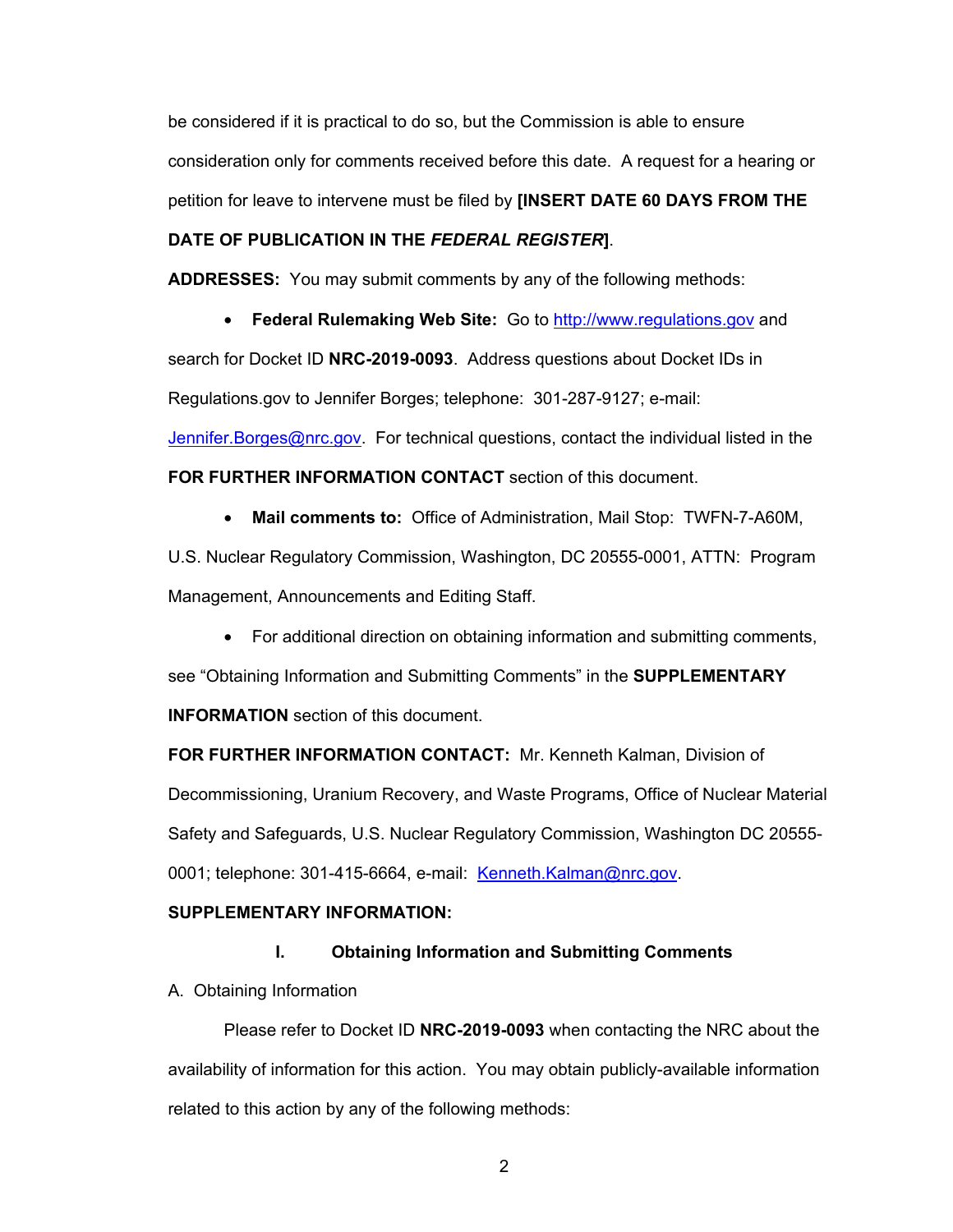be considered if it is practical to do so, but the Commission is able to ensure consideration only for comments received before this date. A request for a hearing or petition for leave to intervene must be filed by **[INSERT DATE 60 DAYS FROM THE DATE OF PUBLICATION IN THE *FEDERAL REGISTER*]**.

**ADDRESSES:** You may submit comments by any of the following methods:

- **Federal Rulemaking Web Site:** Go to http://www.regulations.gov and search for Docket ID **NRC-2019-0093**. Address questions about Docket IDs in Regulations.gov to Jennifer Borges; telephone: 301-287-9127; e-mail: Jennifer.Borges@nrc.gov. For technical questions, contact the individual listed in the **FOR FURTHER INFORMATION CONTACT** section of this document.

- **Mail comments to:** Office of Administration, Mail Stop: TWFN-7-A60M, U.S. Nuclear Regulatory Commission, Washington, DC 20555-0001, ATTN: Program Management, Announcements and Editing Staff.

- For additional direction on obtaining information and submitting comments, see "Obtaining Information and Submitting Comments" in the **SUPPLEMENTARY INFORMATION** section of this document.

**FOR FURTHER INFORMATION CONTACT:** Mr. Kenneth Kalman, Division of Decommissioning, Uranium Recovery, and Waste Programs, Office of Nuclear Material Safety and Safeguards, U.S. Nuclear Regulatory Commission, Washington DC 20555-0001; telephone: 301-415-6664, e-mail: Kenneth.Kalman@nrc.gov.

**SUPPLEMENTARY INFORMATION:**

## I. Obtaining Information and Submitting Comments

A. Obtaining Information

Please refer to Docket ID **NRC-2019-0093** when contacting the NRC about the availability of information for this action. You may obtain publicly-available information related to this action by any of the following methods: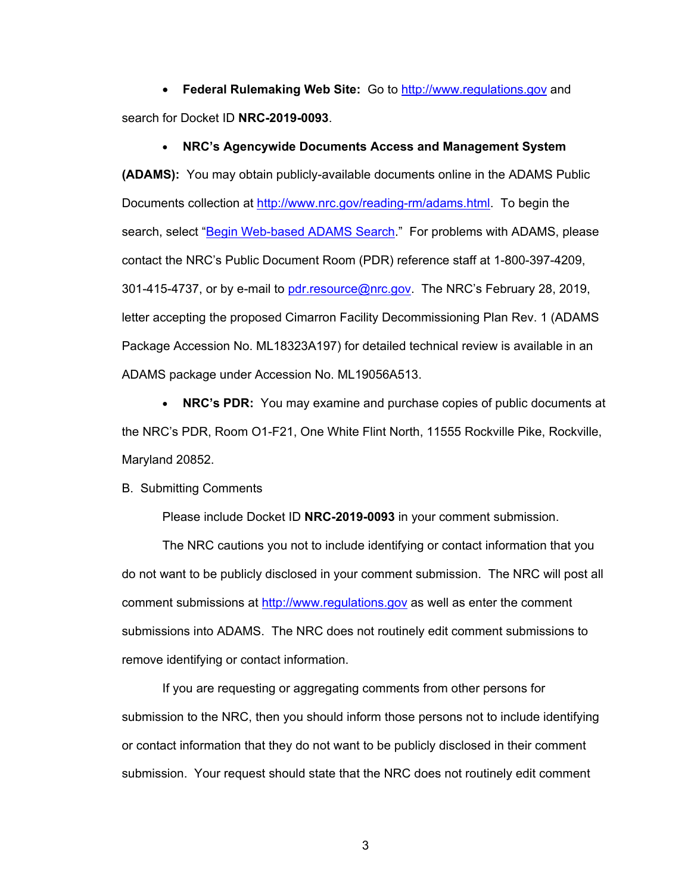- **Federal Rulemaking Web Site:** Go to http://www.regulations.gov and search for Docket ID **NRC-2019-0093**.

- **NRC's Agencywide Documents Access and Management System (ADAMS):** You may obtain publicly-available documents online in the ADAMS Public Documents collection at http://www.nrc.gov/reading-rm/adams.html. To begin the search, select "Begin Web-based ADAMS Search." For problems with ADAMS, please contact the NRC's Public Document Room (PDR) reference staff at 1-800-397-4209, 301-415-4737, or by e-mail to pdr.resource@nrc.gov. The NRC's February 28, 2019, letter accepting the proposed Cimarron Facility Decommissioning Plan Rev. 1 (ADAMS Package Accession No. ML18323A197) for detailed technical review is available in an ADAMS package under Accession No. ML19056A513.

- **NRC's PDR:** You may examine and purchase copies of public documents at the NRC's PDR, Room O1-F21, One White Flint North, 11555 Rockville Pike, Rockville, Maryland 20852.

B. Submitting Comments

Please include Docket ID **NRC-2019-0093** in your comment submission.

The NRC cautions you not to include identifying or contact information that you do not want to be publicly disclosed in your comment submission. The NRC will post all comment submissions at http://www.regulations.gov as well as enter the comment submissions into ADAMS. The NRC does not routinely edit comment submissions to remove identifying or contact information.

If you are requesting or aggregating comments from other persons for submission to the NRC, then you should inform those persons not to include identifying or contact information that they do not want to be publicly disclosed in their comment submission. Your request should state that the NRC does not routinely edit comment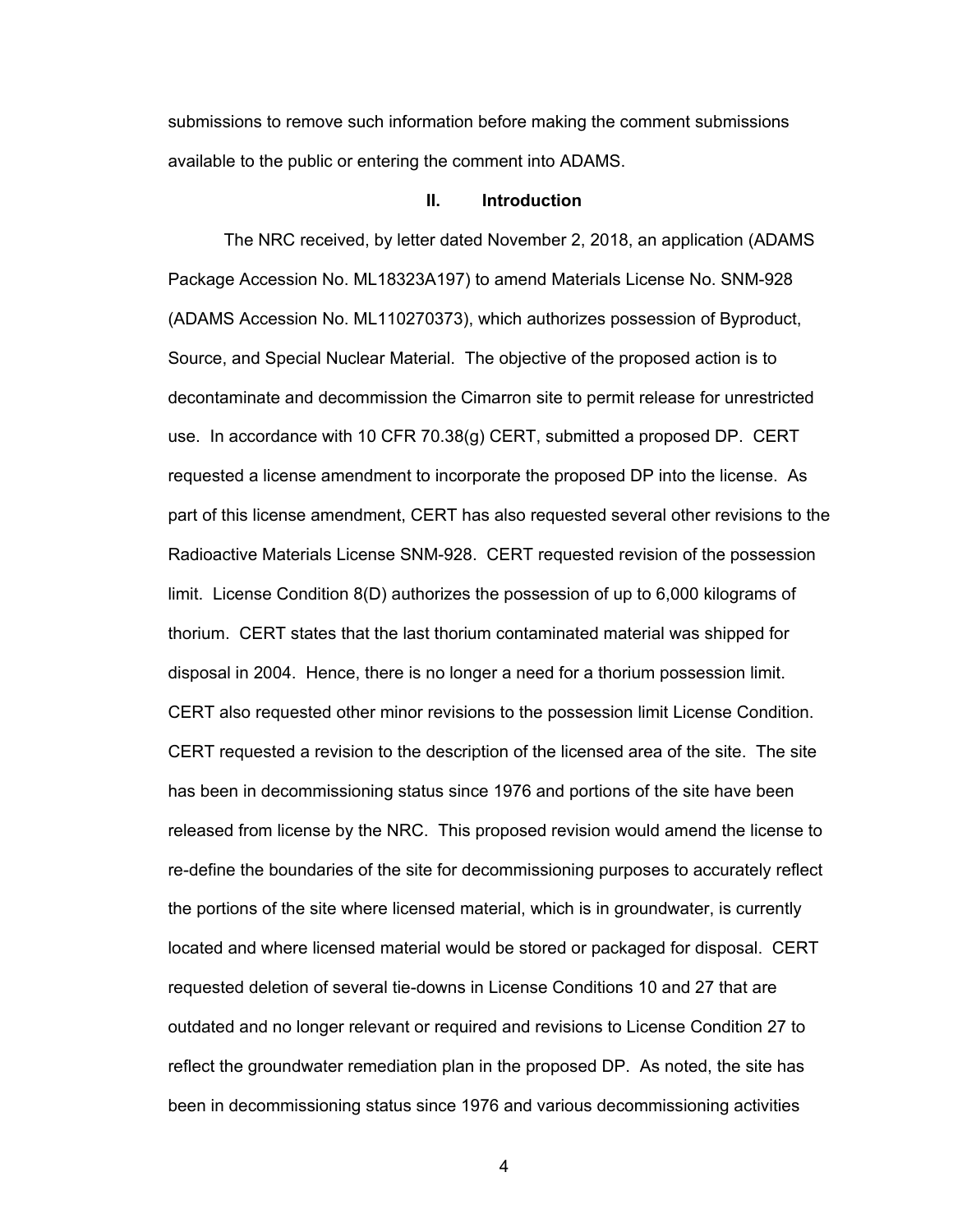submissions to remove such information before making the comment submissions available to the public or entering the comment into ADAMS.

## II. Introduction

The NRC received, by letter dated November 2, 2018, an application (ADAMS Package Accession No. ML18323A197) to amend Materials License No. SNM-928 (ADAMS Accession No. ML110270373), which authorizes possession of Byproduct, Source, and Special Nuclear Material. The objective of the proposed action is to decontaminate and decommission the Cimarron site to permit release for unrestricted use. In accordance with 10 CFR 70.38(g) CERT, submitted a proposed DP. CERT requested a license amendment to incorporate the proposed DP into the license. As part of this license amendment, CERT has also requested several other revisions to the Radioactive Materials License SNM-928. CERT requested revision of the possession limit. License Condition 8(D) authorizes the possession of up to 6,000 kilograms of thorium. CERT states that the last thorium contaminated material was shipped for disposal in 2004. Hence, there is no longer a need for a thorium possession limit. CERT also requested other minor revisions to the possession limit License Condition. CERT requested a revision to the description of the licensed area of the site. The site has been in decommissioning status since 1976 and portions of the site have been released from license by the NRC. This proposed revision would amend the license to re-define the boundaries of the site for decommissioning purposes to accurately reflect the portions of the site where licensed material, which is in groundwater, is currently located and where licensed material would be stored or packaged for disposal. CERT requested deletion of several tie-downs in License Conditions 10 and 27 that are outdated and no longer relevant or required and revisions to License Condition 27 to reflect the groundwater remediation plan in the proposed DP. As noted, the site has been in decommissioning status since 1976 and various decommissioning activities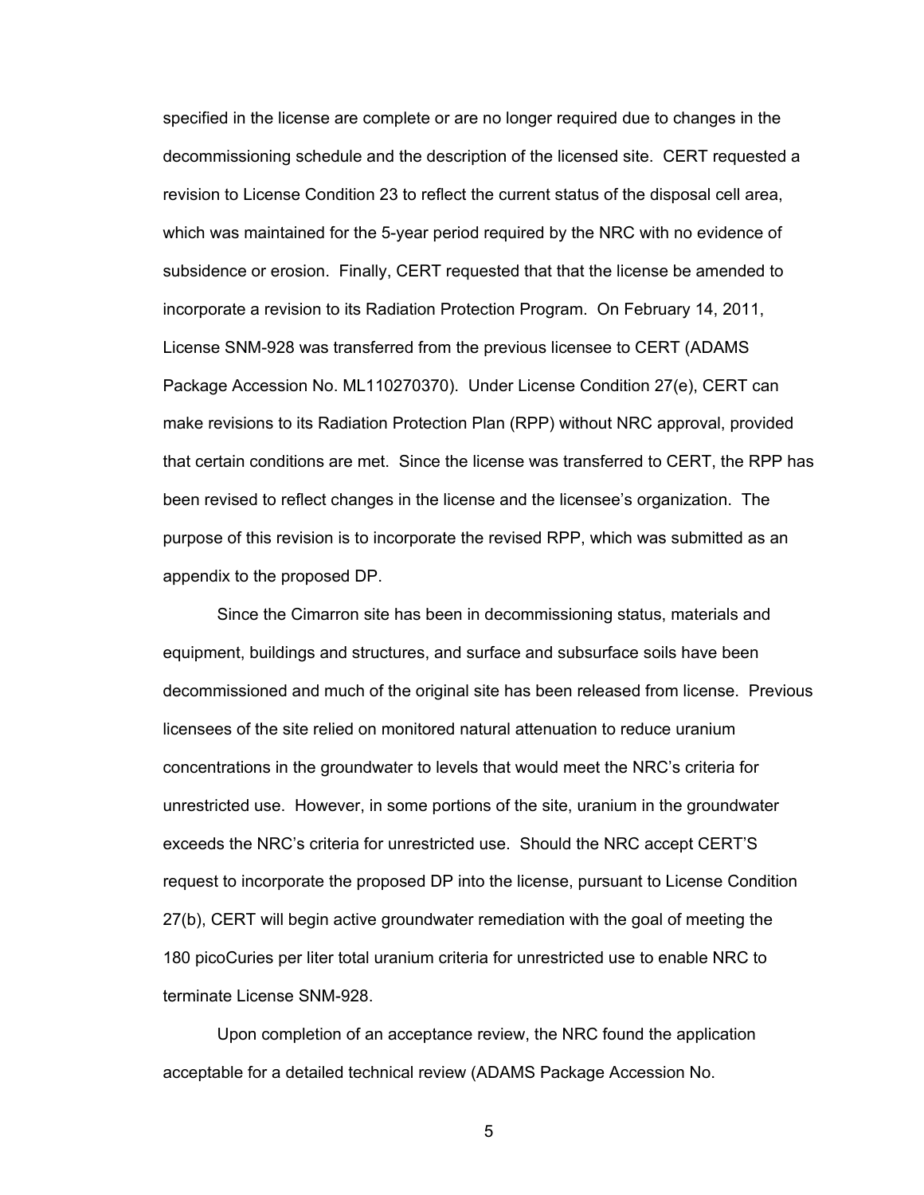specified in the license are complete or are no longer required due to changes in the decommissioning schedule and the description of the licensed site. CERT requested a revision to License Condition 23 to reflect the current status of the disposal cell area, which was maintained for the 5-year period required by the NRC with no evidence of subsidence or erosion. Finally, CERT requested that that the license be amended to incorporate a revision to its Radiation Protection Program. On February 14, 2011, License SNM-928 was transferred from the previous licensee to CERT (ADAMS Package Accession No. ML110270370). Under License Condition 27(e), CERT can make revisions to its Radiation Protection Plan (RPP) without NRC approval, provided that certain conditions are met. Since the license was transferred to CERT, the RPP has been revised to reflect changes in the license and the licensee's organization. The purpose of this revision is to incorporate the revised RPP, which was submitted as an appendix to the proposed DP.

Since the Cimarron site has been in decommissioning status, materials and equipment, buildings and structures, and surface and subsurface soils have been decommissioned and much of the original site has been released from license. Previous licensees of the site relied on monitored natural attenuation to reduce uranium concentrations in the groundwater to levels that would meet the NRC's criteria for unrestricted use. However, in some portions of the site, uranium in the groundwater exceeds the NRC's criteria for unrestricted use. Should the NRC accept CERT'S request to incorporate the proposed DP into the license, pursuant to License Condition 27(b), CERT will begin active groundwater remediation with the goal of meeting the 180 picoCuries per liter total uranium criteria for unrestricted use to enable NRC to terminate License SNM-928.

Upon completion of an acceptance review, the NRC found the application acceptable for a detailed technical review (ADAMS Package Accession No.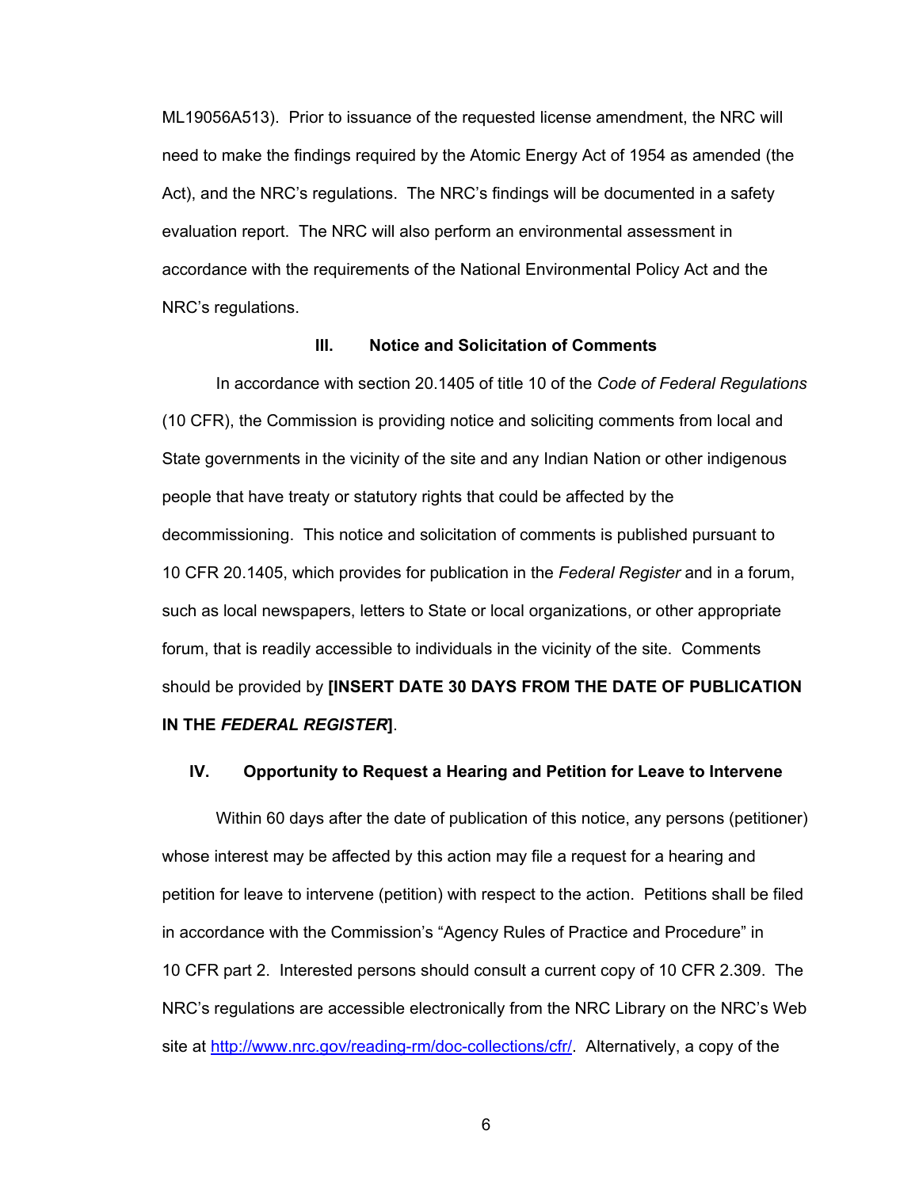ML19056A513). Prior to issuance of the requested license amendment, the NRC will need to make the findings required by the Atomic Energy Act of 1954 as amended (the Act), and the NRC's regulations. The NRC's findings will be documented in a safety evaluation report. The NRC will also perform an environmental assessment in accordance with the requirements of the National Environmental Policy Act and the NRC's regulations.

## III. Notice and Solicitation of Comments

In accordance with section 20.1405 of title 10 of the *Code of Federal Regulations* (10 CFR), the Commission is providing notice and soliciting comments from local and State governments in the vicinity of the site and any Indian Nation or other indigenous people that have treaty or statutory rights that could be affected by the decommissioning. This notice and solicitation of comments is published pursuant to 10 CFR 20.1405, which provides for publication in the *Federal Register* and in a forum, such as local newspapers, letters to State or local organizations, or other appropriate forum, that is readily accessible to individuals in the vicinity of the site. Comments should be provided by **[INSERT DATE 30 DAYS FROM THE DATE OF PUBLICATION IN THE *FEDERAL REGISTER*]**.

## IV. Opportunity to Request a Hearing and Petition for Leave to Intervene

Within 60 days after the date of publication of this notice, any persons (petitioner) whose interest may be affected by this action may file a request for a hearing and petition for leave to intervene (petition) with respect to the action. Petitions shall be filed in accordance with the Commission's "Agency Rules of Practice and Procedure" in 10 CFR part 2. Interested persons should consult a current copy of 10 CFR 2.309. The NRC's regulations are accessible electronically from the NRC Library on the NRC's Web site at http://www.nrc.gov/reading-rm/doc-collections/cfr/. Alternatively, a copy of the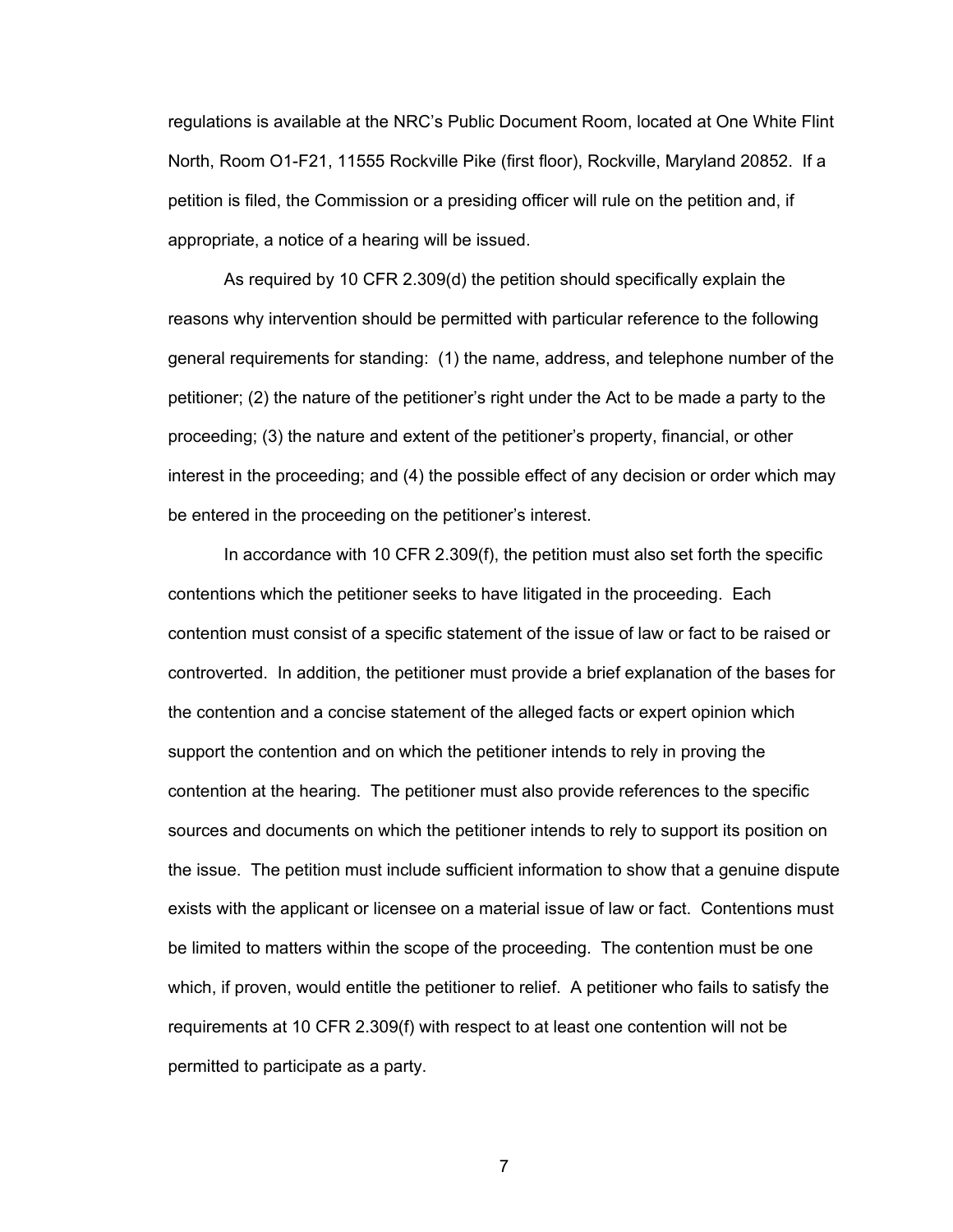regulations is available at the NRC's Public Document Room, located at One White Flint North, Room O1-F21, 11555 Rockville Pike (first floor), Rockville, Maryland 20852. If a petition is filed, the Commission or a presiding officer will rule on the petition and, if appropriate, a notice of a hearing will be issued.

As required by 10 CFR 2.309(d) the petition should specifically explain the reasons why intervention should be permitted with particular reference to the following general requirements for standing: (1) the name, address, and telephone number of the petitioner; (2) the nature of the petitioner's right under the Act to be made a party to the proceeding; (3) the nature and extent of the petitioner's property, financial, or other interest in the proceeding; and (4) the possible effect of any decision or order which may be entered in the proceeding on the petitioner's interest.

In accordance with 10 CFR 2.309(f), the petition must also set forth the specific contentions which the petitioner seeks to have litigated in the proceeding. Each contention must consist of a specific statement of the issue of law or fact to be raised or controverted. In addition, the petitioner must provide a brief explanation of the bases for the contention and a concise statement of the alleged facts or expert opinion which support the contention and on which the petitioner intends to rely in proving the contention at the hearing. The petitioner must also provide references to the specific sources and documents on which the petitioner intends to rely to support its position on the issue. The petition must include sufficient information to show that a genuine dispute exists with the applicant or licensee on a material issue of law or fact. Contentions must be limited to matters within the scope of the proceeding. The contention must be one which, if proven, would entitle the petitioner to relief. A petitioner who fails to satisfy the requirements at 10 CFR 2.309(f) with respect to at least one contention will not be permitted to participate as a party.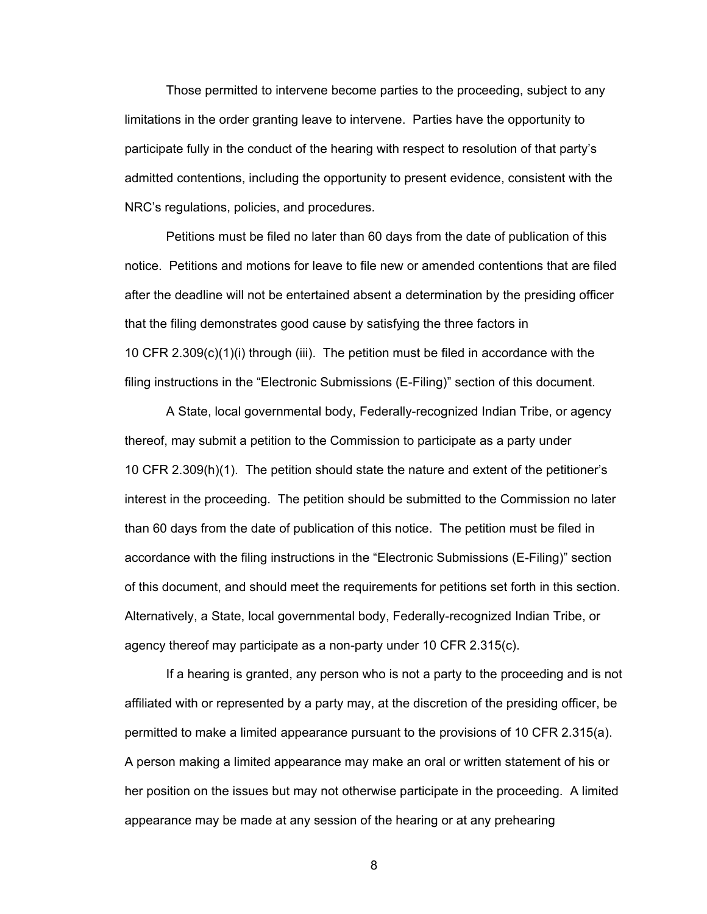Those permitted to intervene become parties to the proceeding, subject to any limitations in the order granting leave to intervene. Parties have the opportunity to participate fully in the conduct of the hearing with respect to resolution of that party's admitted contentions, including the opportunity to present evidence, consistent with the NRC's regulations, policies, and procedures.

Petitions must be filed no later than 60 days from the date of publication of this notice. Petitions and motions for leave to file new or amended contentions that are filed after the deadline will not be entertained absent a determination by the presiding officer that the filing demonstrates good cause by satisfying the three factors in 10 CFR 2.309(c)(1)(i) through (iii). The petition must be filed in accordance with the filing instructions in the "Electronic Submissions (E-Filing)" section of this document.

A State, local governmental body, Federally-recognized Indian Tribe, or agency thereof, may submit a petition to the Commission to participate as a party under 10 CFR 2.309(h)(1). The petition should state the nature and extent of the petitioner's interest in the proceeding. The petition should be submitted to the Commission no later than 60 days from the date of publication of this notice. The petition must be filed in accordance with the filing instructions in the "Electronic Submissions (E-Filing)" section of this document, and should meet the requirements for petitions set forth in this section. Alternatively, a State, local governmental body, Federally-recognized Indian Tribe, or agency thereof may participate as a non-party under 10 CFR 2.315(c).

If a hearing is granted, any person who is not a party to the proceeding and is not affiliated with or represented by a party may, at the discretion of the presiding officer, be permitted to make a limited appearance pursuant to the provisions of 10 CFR 2.315(a). A person making a limited appearance may make an oral or written statement of his or her position on the issues but may not otherwise participate in the proceeding. A limited appearance may be made at any session of the hearing or at any prehearing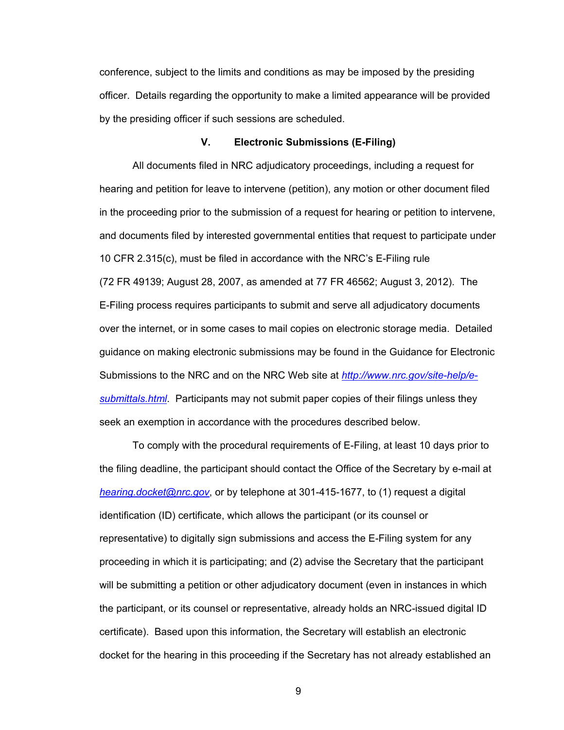conference, subject to the limits and conditions as may be imposed by the presiding officer. Details regarding the opportunity to make a limited appearance will be provided by the presiding officer if such sessions are scheduled.

## V. Electronic Submissions (E-Filing)

All documents filed in NRC adjudicatory proceedings, including a request for hearing and petition for leave to intervene (petition), any motion or other document filed in the proceeding prior to the submission of a request for hearing or petition to intervene, and documents filed by interested governmental entities that request to participate under 10 CFR 2.315(c), must be filed in accordance with the NRC's E-Filing rule (72 FR 49139; August 28, 2007, as amended at 77 FR 46562; August 3, 2012). The E-Filing process requires participants to submit and serve all adjudicatory documents over the internet, or in some cases to mail copies on electronic storage media. Detailed guidance on making electronic submissions may be found in the Guidance for Electronic Submissions to the NRC and on the NRC Web site at *http://www.nrc.gov/site-help/e-submittals.html*. Participants may not submit paper copies of their filings unless they seek an exemption in accordance with the procedures described below.

To comply with the procedural requirements of E-Filing, at least 10 days prior to the filing deadline, the participant should contact the Office of the Secretary by e-mail at *hearing.docket@nrc.gov*, or by telephone at 301-415-1677, to (1) request a digital identification (ID) certificate, which allows the participant (or its counsel or representative) to digitally sign submissions and access the E-Filing system for any proceeding in which it is participating; and (2) advise the Secretary that the participant will be submitting a petition or other adjudicatory document (even in instances in which the participant, or its counsel or representative, already holds an NRC-issued digital ID certificate). Based upon this information, the Secretary will establish an electronic docket for the hearing in this proceeding if the Secretary has not already established an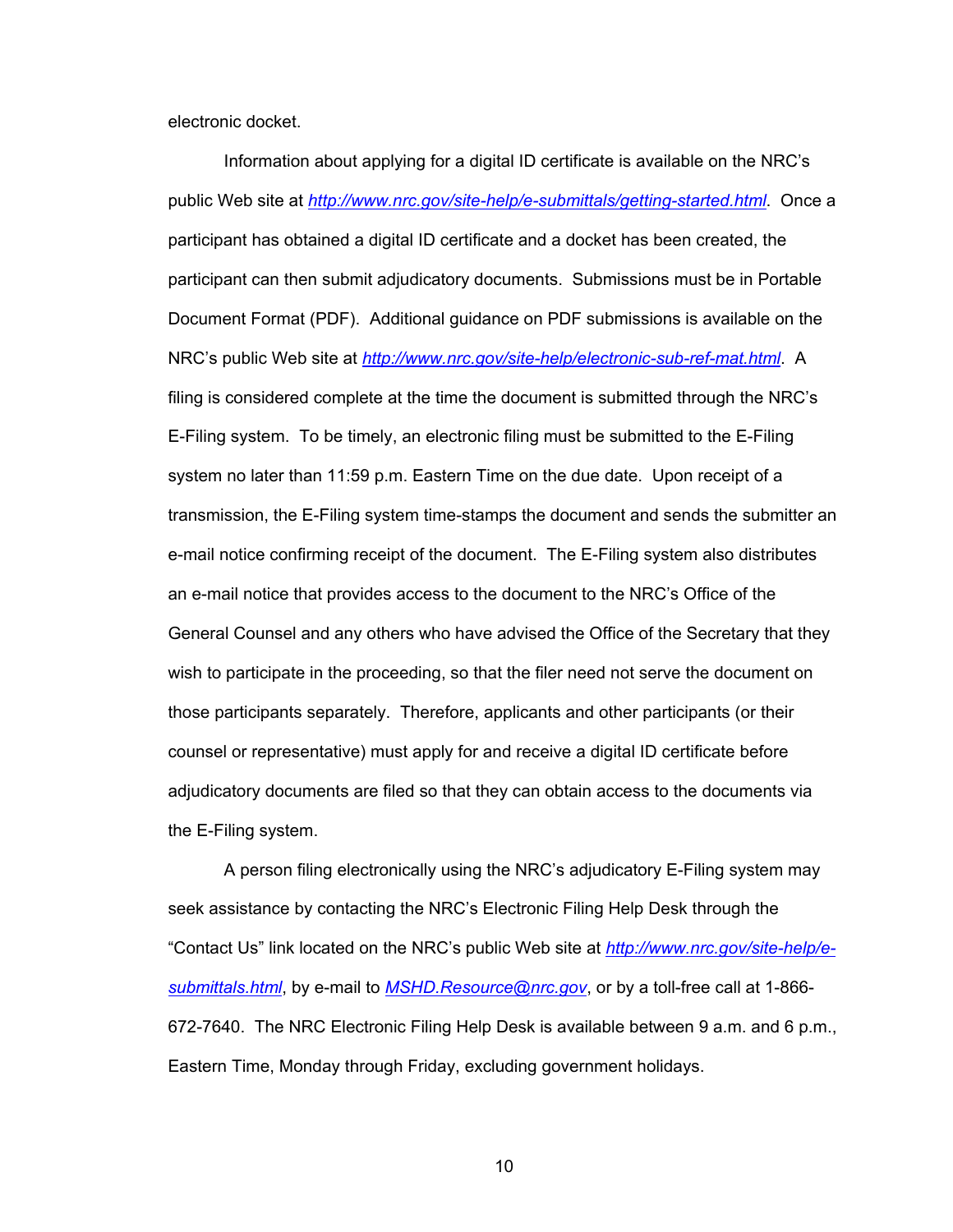electronic docket.

Information about applying for a digital ID certificate is available on the NRC's public Web site at *http://www.nrc.gov/site-help/e-submittals/getting-started.html*. Once a participant has obtained a digital ID certificate and a docket has been created, the participant can then submit adjudicatory documents. Submissions must be in Portable Document Format (PDF). Additional guidance on PDF submissions is available on the NRC's public Web site at *http://www.nrc.gov/site-help/electronic-sub-ref-mat.html*. A filing is considered complete at the time the document is submitted through the NRC's E-Filing system. To be timely, an electronic filing must be submitted to the E-Filing system no later than 11:59 p.m. Eastern Time on the due date. Upon receipt of a transmission, the E-Filing system time-stamps the document and sends the submitter an e-mail notice confirming receipt of the document. The E-Filing system also distributes an e-mail notice that provides access to the document to the NRC's Office of the General Counsel and any others who have advised the Office of the Secretary that they wish to participate in the proceeding, so that the filer need not serve the document on those participants separately. Therefore, applicants and other participants (or their counsel or representative) must apply for and receive a digital ID certificate before adjudicatory documents are filed so that they can obtain access to the documents via the E-Filing system.

A person filing electronically using the NRC's adjudicatory E-Filing system may seek assistance by contacting the NRC's Electronic Filing Help Desk through the "Contact Us" link located on the NRC's public Web site at *http://www.nrc.gov/site-help/e-submittals.html*, by e-mail to *MSHD.Resource@nrc.gov*, or by a toll-free call at 1-866-672-7640. The NRC Electronic Filing Help Desk is available between 9 a.m. and 6 p.m., Eastern Time, Monday through Friday, excluding government holidays.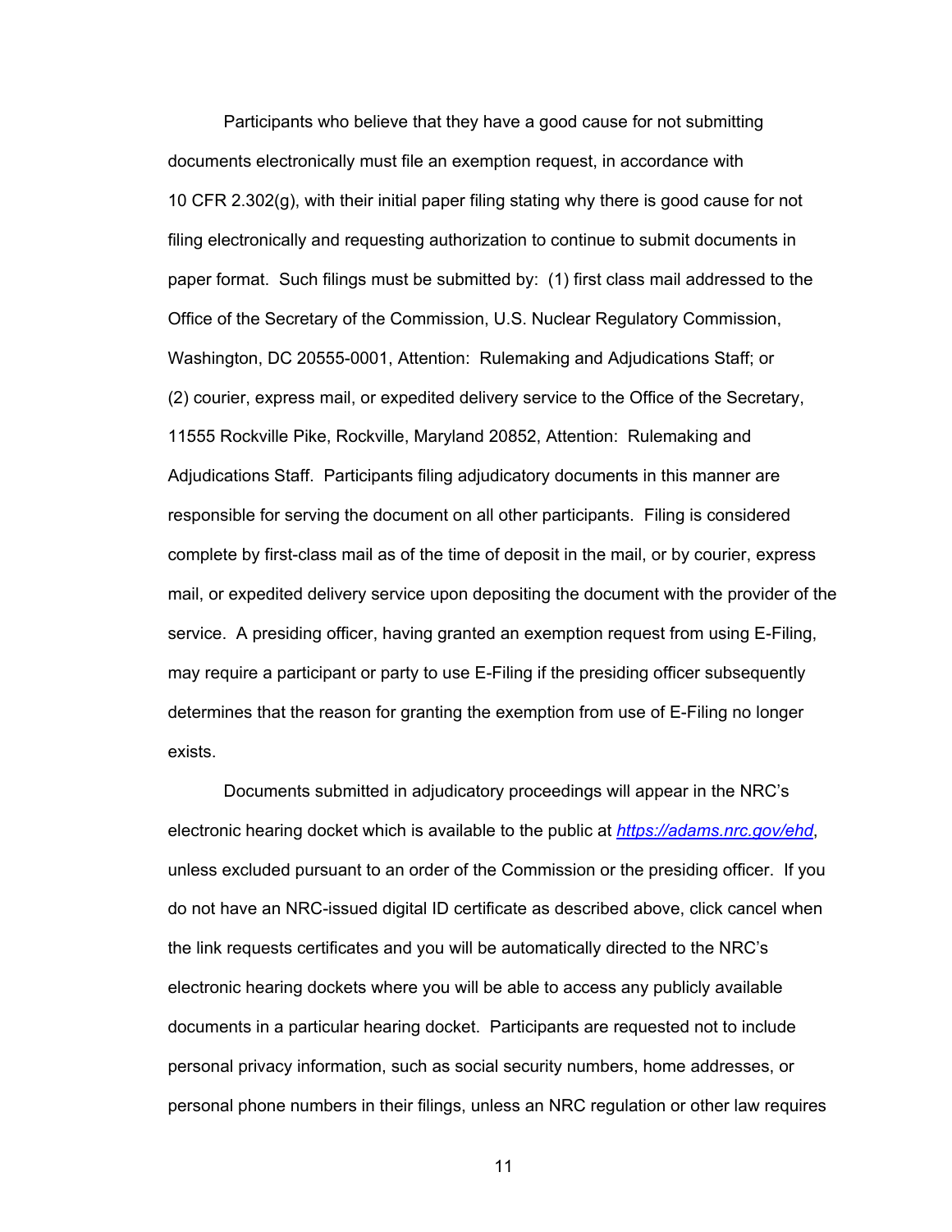Participants who believe that they have a good cause for not submitting documents electronically must file an exemption request, in accordance with 10 CFR 2.302(g), with their initial paper filing stating why there is good cause for not filing electronically and requesting authorization to continue to submit documents in paper format. Such filings must be submitted by: (1) first class mail addressed to the Office of the Secretary of the Commission, U.S. Nuclear Regulatory Commission, Washington, DC 20555-0001, Attention: Rulemaking and Adjudications Staff; or (2) courier, express mail, or expedited delivery service to the Office of the Secretary, 11555 Rockville Pike, Rockville, Maryland 20852, Attention: Rulemaking and Adjudications Staff. Participants filing adjudicatory documents in this manner are responsible for serving the document on all other participants. Filing is considered complete by first-class mail as of the time of deposit in the mail, or by courier, express mail, or expedited delivery service upon depositing the document with the provider of the service. A presiding officer, having granted an exemption request from using E-Filing, may require a participant or party to use E-Filing if the presiding officer subsequently determines that the reason for granting the exemption from use of E-Filing no longer exists.

Documents submitted in adjudicatory proceedings will appear in the NRC's electronic hearing docket which is available to the public at [https://adams.nrc.gov/ehd](https://adams.nrc.gov/ehd), unless excluded pursuant to an order of the Commission or the presiding officer. If you do not have an NRC-issued digital ID certificate as described above, click cancel when the link requests certificates and you will be automatically directed to the NRC's electronic hearing dockets where you will be able to access any publicly available documents in a particular hearing docket. Participants are requested not to include personal privacy information, such as social security numbers, home addresses, or personal phone numbers in their filings, unless an NRC regulation or other law requires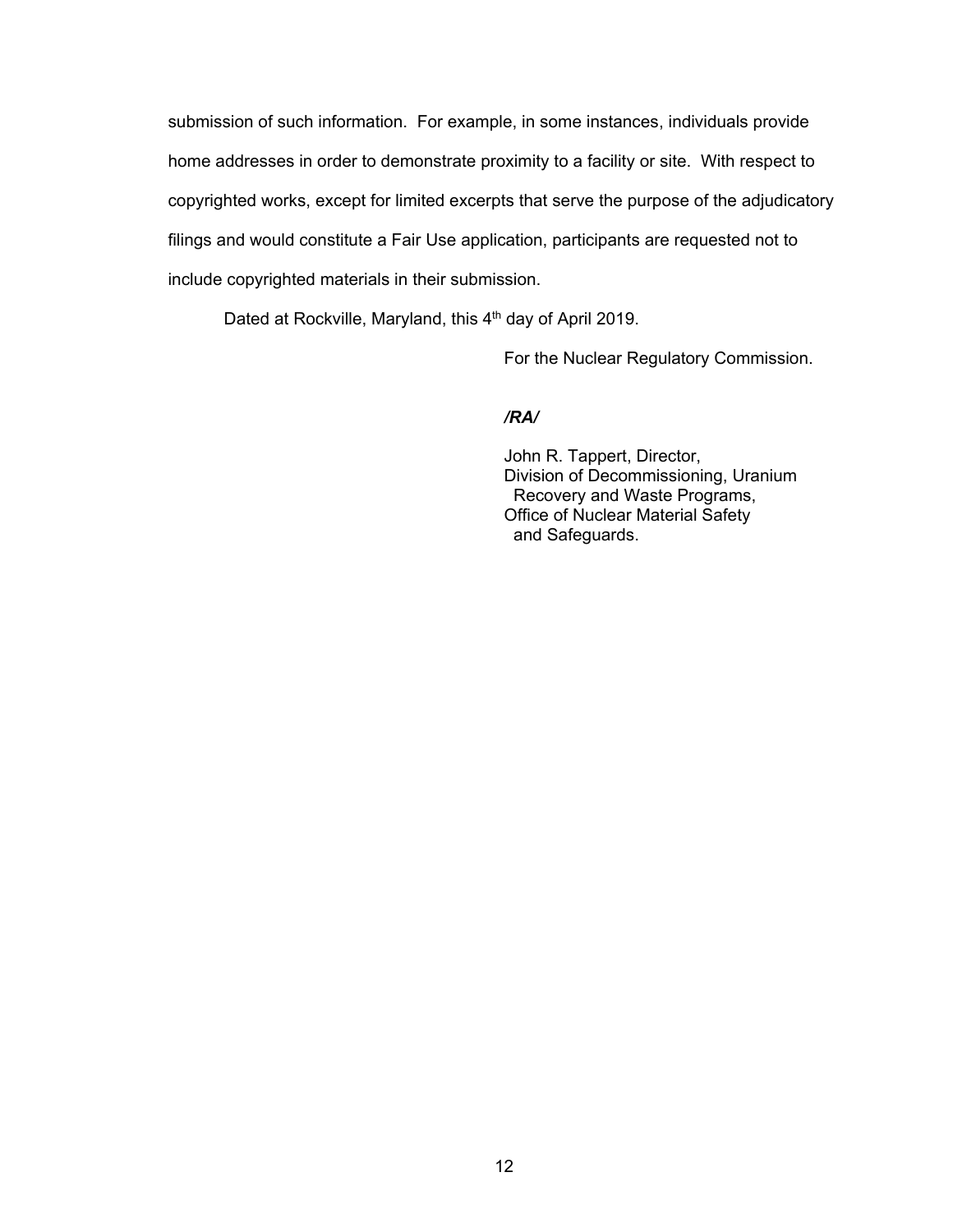submission of such information. For example, in some instances, individuals provide home addresses in order to demonstrate proximity to a facility or site. With respect to copyrighted works, except for limited excerpts that serve the purpose of the adjudicatory filings and would constitute a Fair Use application, participants are requested not to include copyrighted materials in their submission.

Dated at Rockville, Maryland, this 4th day of April 2019.

For the Nuclear Regulatory Commission.

***/RA/***

John R. Tappert, Director,  
Division of Decommissioning, Uranium Recovery and Waste Programs,  
Office of Nuclear Material Safety and Safeguards.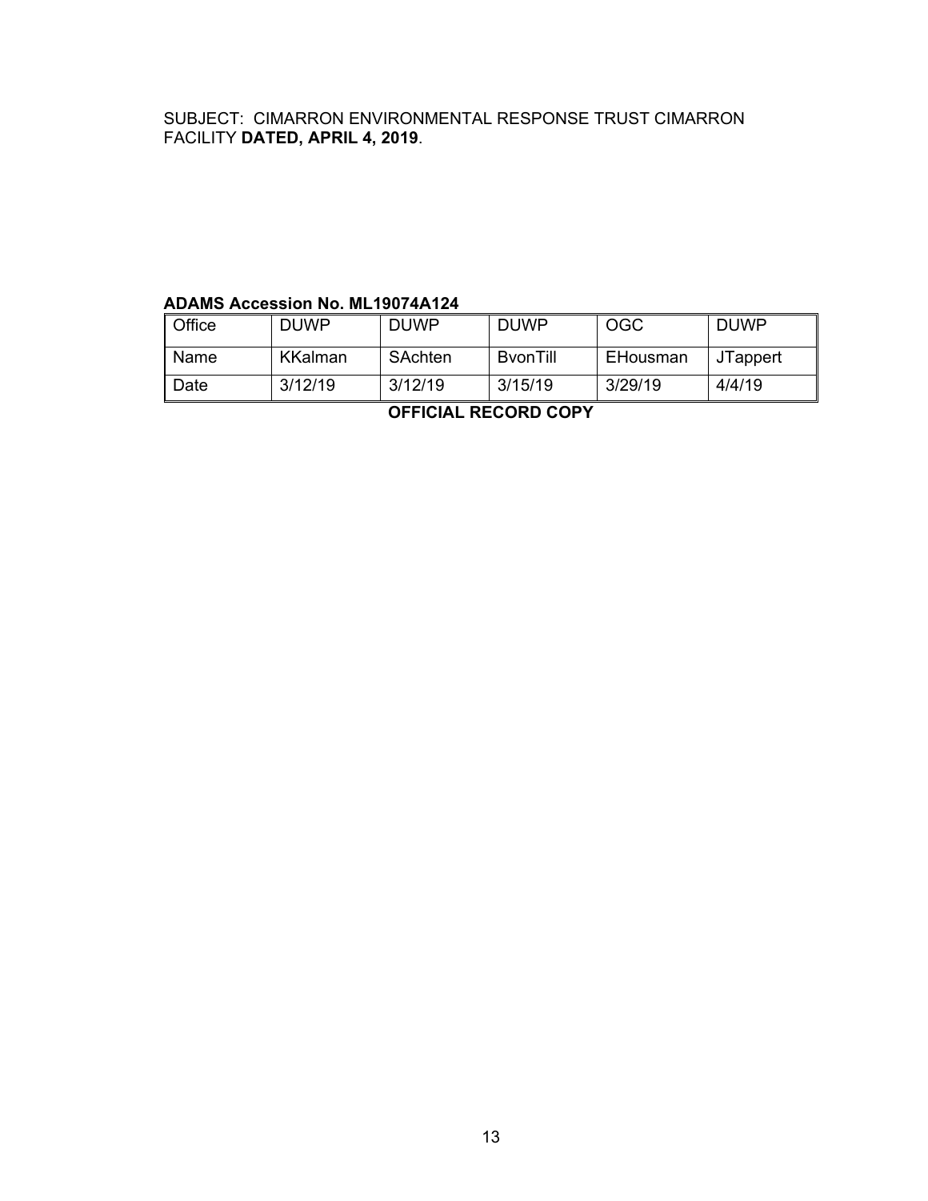SUBJECT: CIMARRON ENVIRONMENTAL RESPONSE TRUST CIMARRON FACILITY **DATED, APRIL 4, 2019**.

**ADAMS Accession No. ML19074A124**

| Office | DUWP | DUWP | DUWP | OGC | DUWP |
|---|---|---|---|---|---|
| Name | KKalman | SAchten | BvonTill | EHousman | JTappert |
| Date | 3/12/19 | 3/12/19 | 3/15/19 | 3/29/19 | 4/4/19 |

**OFFICIAL RECORD COPY**